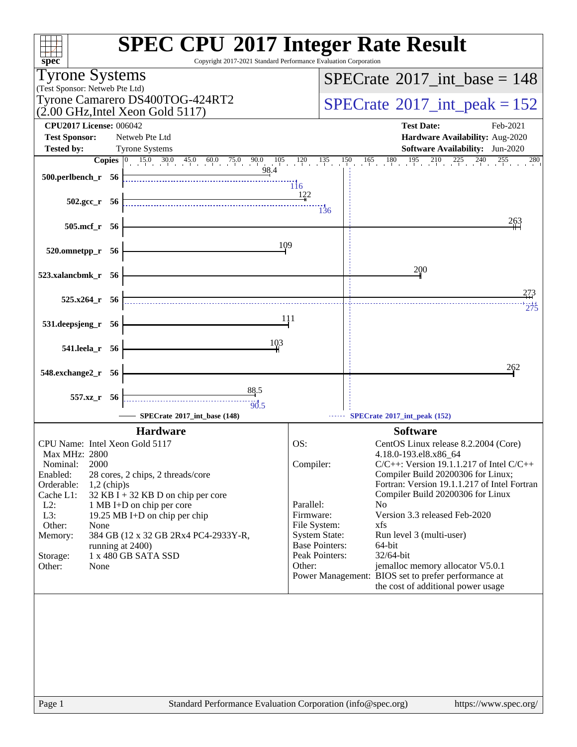# SPEC CPU 2017 Integer Rate Result

Copyright 2017-2021 Standard Performance Evaluation Corporation

**Tyrone Systems**
(Test Sponsor: Netweb Pte Ltd)
Tyrone Camarero DS400TOG-424RT2
(2.00 GHz,Intel Xeon Gold 5117)

**SPECrate 2017_int_base = 148**

**SPECrate 2017_int_peak = 152**

| | | | |
|---|---|---|---|
| **CPU2017 License:** | 006042 | **Test Date:** | Feb-2021 |
| **Test Sponsor:** | Netweb Pte Ltd | **Hardware Availability:** | Aug-2020 |
| **Tested by:** | Tyrone Systems | **Software Availability:** | Jun-2020 |

| Benchmark | Copies | Base | Peak |
|---|---|---|---|
| 500.perlbench_r | 56 | 98.4 | 116 |
| 502.gcc_r | 56 | 122 | 136 |
| 505.mcf_r | 56 | 263 | |
| 520.omnetpp_r | 56 | 109 | |
| 523.xalancbmk_r | 56 | 200 | |
| 525.x264_r | 56 | 273 | 275 |
| 531.deepsjeng_r | 56 | 111 | |
| 541.leela_r | 56 | 103 | |
| 548.exchange2_r | 56 | 262 | |
| 557.xz_r | 56 | 88.5 | 90.5 |

SPECrate 2017_int_base (148) ------ SPECrate 2017_int_peak (152)

## Hardware

| | |
|---|---|
| CPU Name: | Intel Xeon Gold 5117 |
| Max MHz: | 2800 |
| Nominal: | 2000 |
| Enabled: | 28 cores, 2 chips, 2 threads/core |
| Orderable: | 1,2 (chip)s |
| Cache L1: | 32 KB I + 32 KB D on chip per core |
| L2: | 1 MB I+D on chip per core |
| L3: | 19.25 MB I+D on chip per chip |
| Other: | None |
| Memory: | 384 GB (12 x 32 GB 2Rx4 PC4-2933Y-R, running at 2400) |
| Storage: | 1 x 480 GB SATA SSD |
| Other: | None |

## Software

| | |
|---|---|
| OS: | CentOS Linux release 8.2.2004 (Core) 4.18.0-193.el8.x86_64 |
| Compiler: | C/C++: Version 19.1.1.217 of Intel C/C++ Compiler Build 20200306 for Linux; Fortran: Version 19.1.1.217 of Intel Fortran Compiler Build 20200306 for Linux |
| Parallel: | No |
| Firmware: | Version 3.3 released Feb-2020 |
| File System: | xfs |
| System State: | Run level 3 (multi-user) |
| Base Pointers: | 64-bit |
| Peak Pointers: | 32/64-bit |
| Other: | jemalloc memory allocator V5.0.1 |
| Power Management: | BIOS set to prefer performance at the cost of additional power usage |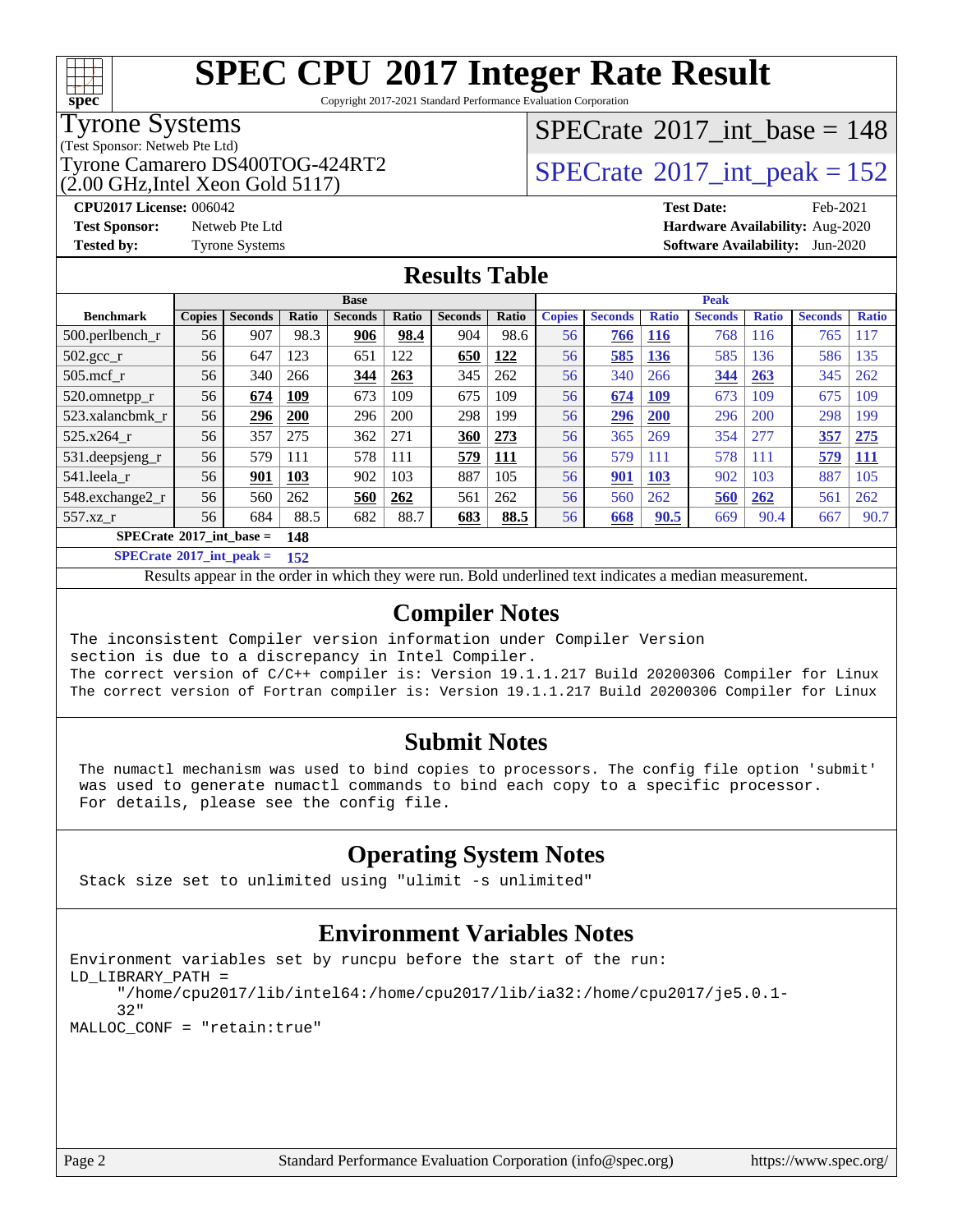# SPEC CPU 2017 Integer Rate Result

Copyright 2017-2021 Standard Performance Evaluation Corporation

**Tyrone Systems**
(Test Sponsor: Netweb Pte Ltd)
Tyrone Camarero DS400TOG-424RT2
(2.00 GHz,Intel Xeon Gold 5117)

SPECrate 2017_int_base = 148

SPECrate 2017_int_peak = 152

**CPU2017 License:** 006042
**Test Sponsor:** Netweb Pte Ltd
**Tested by:** Tyrone Systems

**Test Date:** Feb-2021
**Hardware Availability:** Aug-2020
**Software Availability:** Jun-2020

## Results Table

| Benchmark | Base | | | | | | | Peak | | | | | | |
|---|---|---|---|---|---|---|---|---|---|---|---|---|---|---|
| | Copies | Seconds | Ratio | Seconds | Ratio | Seconds | Ratio | Copies | Seconds | Ratio | Seconds | Ratio | Seconds | Ratio |
| 500.perlbench_r | 56 | 907 | 98.3 | **906** | **98.4** | 904 | 98.6 | 56 | **766** | **116** | 768 | 116 | 765 | 117 |
| 502.gcc_r | 56 | 647 | 123 | 651 | 122 | **650** | **122** | 56 | **585** | **136** | 585 | 136 | 586 | 135 |
| 505.mcf_r | 56 | 340 | 266 | **344** | **263** | 345 | 262 | 56 | 340 | 266 | **344** | **263** | 345 | 262 |
| 520.omnetpp_r | 56 | **674** | **109** | 673 | 109 | 675 | 109 | 56 | **674** | **109** | 673 | 109 | 675 | 109 |
| 523.xalancbmk_r | 56 | **296** | **200** | 296 | 200 | 298 | 199 | 56 | **296** | **200** | 296 | 200 | 298 | 199 |
| 525.x264_r | 56 | 357 | 275 | 362 | 271 | **360** | **273** | 56 | 365 | 269 | 354 | 277 | **357** | **275** |
| 531.deepsjeng_r | 56 | 579 | 111 | 578 | 111 | **579** | **111** | 56 | 579 | 111 | 578 | 111 | **579** | **111** |
| 541.leela_r | 56 | **901** | **103** | 902 | 103 | 887 | 105 | 56 | **901** | **103** | 902 | 103 | 887 | 105 |
| 548.exchange2_r | 56 | 560 | 262 | **560** | **262** | 561 | 262 | 56 | 560 | 262 | **560** | **262** | 561 | 262 |
| 557.xz_r | 56 | 684 | 88.5 | 682 | 88.7 | **683** | **88.5** | 56 | **668** | **90.5** | 669 | 90.4 | 667 | 90.7 |

**SPECrate 2017_int_base = 148**

**SPECrate 2017_int_peak = 152**

Results appear in the order in which they were run. Bold underlined text indicates a median measurement.

## Compiler Notes

```
The inconsistent Compiler version information under Compiler Version
section is due to a discrepancy in Intel Compiler.
The correct version of C/C++ compiler is: Version 19.1.1.217 Build 20200306 Compiler for Linux
The correct version of Fortran compiler is: Version 19.1.1.217 Build 20200306 Compiler for Linux
```

## Submit Notes

```
The numactl mechanism was used to bind copies to processors. The config file option 'submit'
was used to generate numactl commands to bind each copy to a specific processor.
For details, please see the config file.
```

## Operating System Notes

```
Stack size set to unlimited using "ulimit -s unlimited"
```

## Environment Variables Notes

```
Environment variables set by runcpu before the start of the run:
LD_LIBRARY_PATH =
     "/home/cpu2017/lib/intel64:/home/cpu2017/lib/ia32:/home/cpu2017/je5.0.1-
     32"
MALLOC_CONF = "retain:true"
```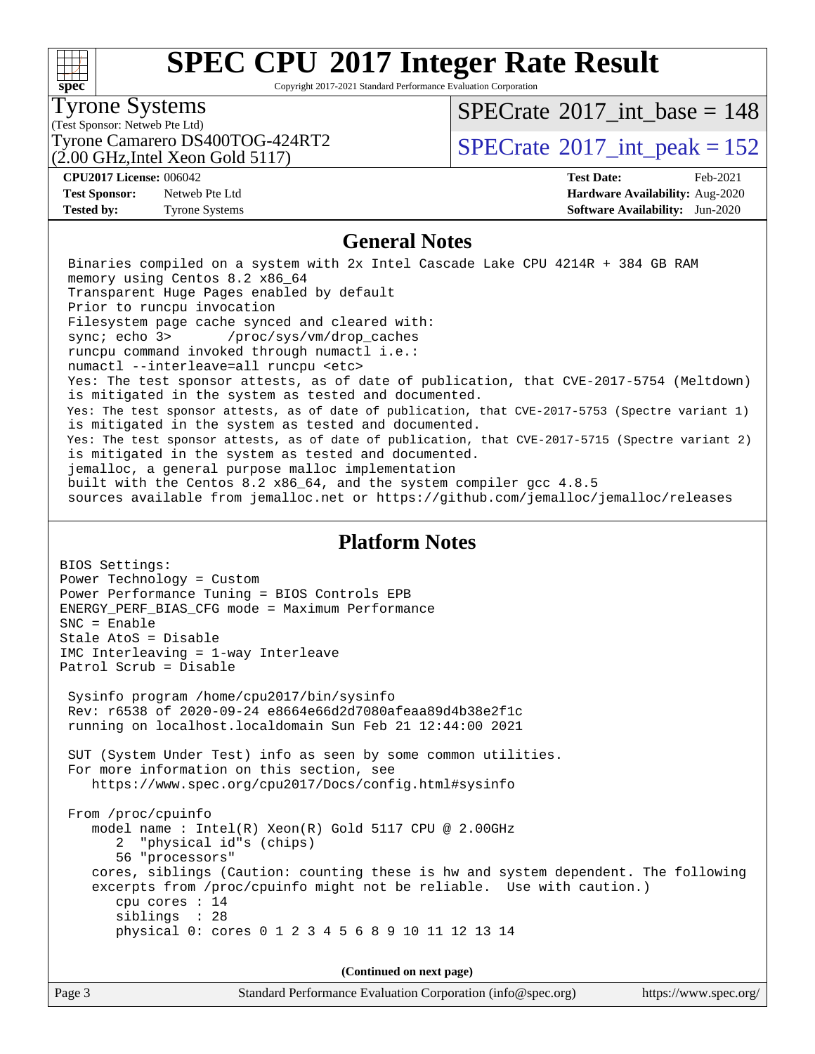# SPEC CPU 2017 Integer Rate Result

Copyright 2017-2021 Standard Performance Evaluation Corporation

**Tyrone Systems**
(Test Sponsor: Netweb Pte Ltd)
Tyrone Camarero DS400TOG-424RT2
(2.00 GHz,Intel Xeon Gold 5117)

SPECrate 2017_int_base = 148

SPECrate 2017_int_peak = 152

**CPU2017 License:** 006042
**Test Sponsor:** Netweb Pte Ltd
**Tested by:** Tyrone Systems

**Test Date:** Feb-2021
**Hardware Availability:** Aug-2020
**Software Availability:** Jun-2020

## General Notes

```
Binaries compiled on a system with 2x Intel Cascade Lake CPU 4214R + 384 GB RAM
memory using Centos 8.2 x86_64
Transparent Huge Pages enabled by default
Prior to runcpu invocation
Filesystem page cache synced and cleared with:
sync; echo 3>       /proc/sys/vm/drop_caches
runcpu command invoked through numactl i.e.:
numactl --interleave=all runcpu <etc>
Yes: The test sponsor attests, as of date of publication, that CVE-2017-5754 (Meltdown)
is mitigated in the system as tested and documented.
Yes: The test sponsor attests, as of date of publication, that CVE-2017-5753 (Spectre variant 1)
is mitigated in the system as tested and documented.
Yes: The test sponsor attests, as of date of publication, that CVE-2017-5715 (Spectre variant 2)
is mitigated in the system as tested and documented.
jemalloc, a general purpose malloc implementation
built with the Centos 8.2 x86_64, and the system compiler gcc 4.8.5
sources available from jemalloc.net or https://github.com/jemalloc/jemalloc/releases
```

## Platform Notes

```
BIOS Settings:
Power Technology = Custom
Power Performance Tuning = BIOS Controls EPB
ENERGY_PERF_BIAS_CFG mode = Maximum Performance
SNC = Enable
Stale AtoS = Disable
IMC Interleaving = 1-way Interleave
Patrol Scrub = Disable

 Sysinfo program /home/cpu2017/bin/sysinfo
 Rev: r6538 of 2020-09-24 e8664e66d2d7080afeaa89d4b38e2f1c
 running on localhost.localdomain Sun Feb 21 12:44:00 2021

 SUT (System Under Test) info as seen by some common utilities.
 For more information on this section, see
    https://www.spec.org/cpu2017/Docs/config.html#sysinfo

 From /proc/cpuinfo
    model name : Intel(R) Xeon(R) Gold 5117 CPU @ 2.00GHz
       2  "physical id"s (chips)
       56 "processors"
    cores, siblings (Caution: counting these is hw and system dependent. The following
    excerpts from /proc/cpuinfo might not be reliable.  Use with caution.)
       cpu cores : 14
       siblings  : 28
       physical 0: cores 0 1 2 3 4 5 6 8 9 10 11 12 13 14
```

**(Continued on next page)**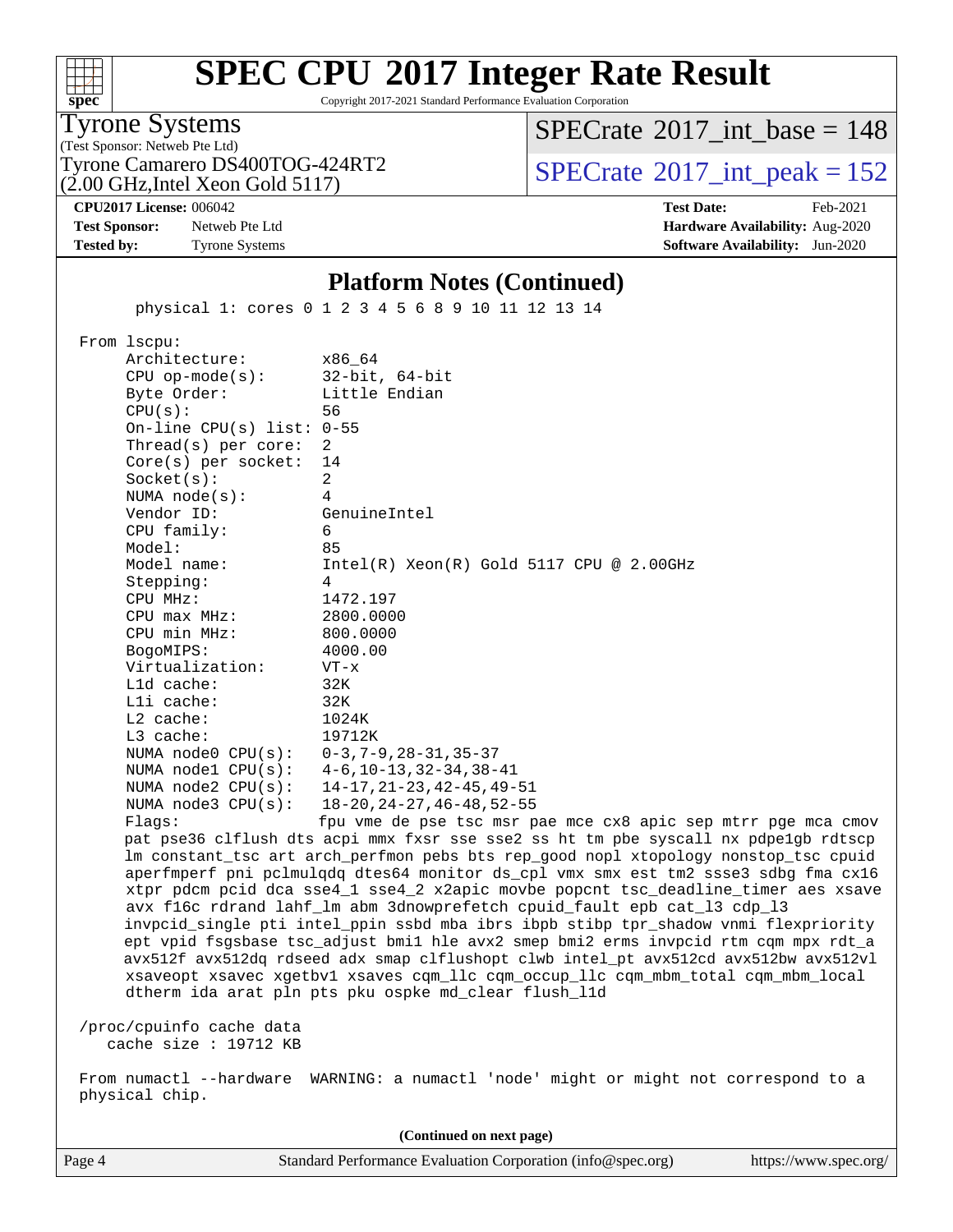## Platform Notes (Continued)

```
       physical 1: cores 0 1 2 3 4 5 6 8 9 10 11 12 13 14

 From lscpu:
      Architecture:        x86_64
      CPU op-mode(s):      32-bit, 64-bit
      Byte Order:          Little Endian
      CPU(s):              56
      On-line CPU(s) list: 0-55
      Thread(s) per core:  2
      Core(s) per socket:  14
      Socket(s):           2
      NUMA node(s):        4
      Vendor ID:           GenuineIntel
      CPU family:          6
      Model:               85
      Model name:          Intel(R) Xeon(R) Gold 5117 CPU @ 2.00GHz
      Stepping:            4
      CPU MHz:             1472.197
      CPU max MHz:         2800.0000
      CPU min MHz:         800.0000
      BogoMIPS:            4000.00
      Virtualization:      VT-x
      L1d cache:           32K
      L1i cache:           32K
      L2 cache:            1024K
      L3 cache:            19712K
      NUMA node0 CPU(s):   0-3,7-9,28-31,35-37
      NUMA node1 CPU(s):   4-6,10-13,32-34,38-41
      NUMA node2 CPU(s):   14-17,21-23,42-45,49-51
      NUMA node3 CPU(s):   18-20,24-27,46-48,52-55
      Flags:               fpu vme de pse tsc msr pae mce cx8 apic sep mtrr pge mca cmov
      pat pse36 clflush dts acpi mmx fxsr sse sse2 ss ht tm pbe syscall nx pdpe1gb rdtscp
      lm constant_tsc art arch_perfmon pebs bts rep_good nopl xtopology nonstop_tsc cpuid
      aperfmperf pni pclmulqdq dtes64 monitor ds_cpl vmx smx est tm2 ssse3 sdbg fma cx16
      xtpr pdcm pcid dca sse4_1 sse4_2 x2apic movbe popcnt tsc_deadline_timer aes xsave
      avx f16c rdrand lahf_lm abm 3dnowprefetch cpuid_fault epb cat_l3 cdp_l3
      invpcid_single pti intel_ppin ssbd mba ibrs ibpb stibp tpr_shadow vnmi flexpriority
      ept vpid fsgsbase tsc_adjust bmi1 hle avx2 smep bmi2 erms invpcid rtm cqm mpx rdt_a
      avx512f avx512dq rdseed adx smap clflushopt clwb intel_pt avx512cd avx512bw avx512vl
      xsaveopt xsavec xgetbv1 xsaves cqm_llc cqm_occup_llc cqm_mbm_total cqm_mbm_local
      dtherm ida arat pln pts pku ospke md_clear flush_l1d

 /proc/cpuinfo cache data
    cache size : 19712 KB

 From numactl --hardware  WARNING: a numactl 'node' might or might not correspond to a
 physical chip.
```

(Continued on next page)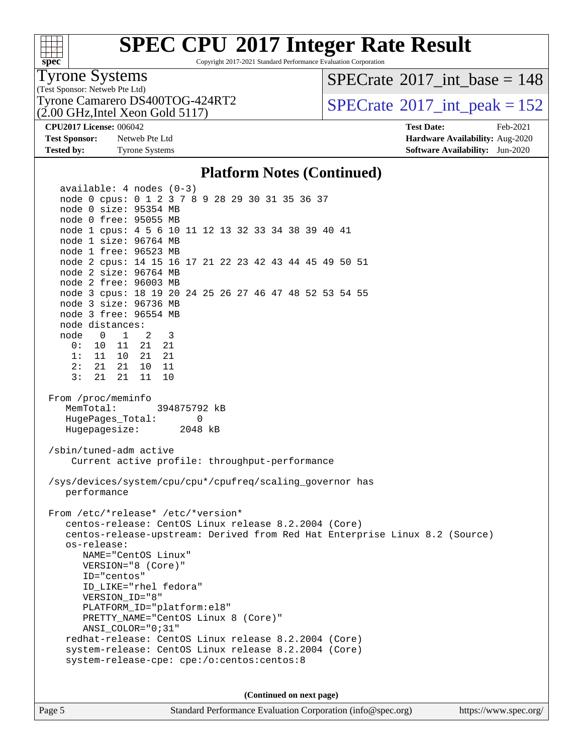# SPEC CPU 2017 Integer Rate Result

Copyright 2017-2021 Standard Performance Evaluation Corporation

**Tyrone Systems**
(Test Sponsor: Netweb Pte Ltd)
Tyrone Camarero DS400TOG-424RT2
(2.00 GHz,Intel Xeon Gold 5117)

SPECrate 2017_int_base = 148
SPECrate 2017_int_peak = 152

**CPU2017 License:** 006042
**Test Sponsor:** Netweb Pte Ltd
**Tested by:** Tyrone Systems

**Test Date:** Feb-2021
**Hardware Availability:** Aug-2020
**Software Availability:** Jun-2020

## Platform Notes (Continued)

```
   available: 4 nodes (0-3)
   node 0 cpus: 0 1 2 3 7 8 9 28 29 30 31 35 36 37
   node 0 size: 95354 MB
   node 0 free: 95055 MB
   node 1 cpus: 4 5 6 10 11 12 13 32 33 34 38 39 40 41
   node 1 size: 96764 MB
   node 1 free: 96523 MB
   node 2 cpus: 14 15 16 17 21 22 23 42 43 44 45 49 50 51
   node 2 size: 96764 MB
   node 2 free: 96003 MB
   node 3 cpus: 18 19 20 24 25 26 27 46 47 48 52 53 54 55
   node 3 size: 96736 MB
   node 3 free: 96554 MB
   node distances:
   node   0   1   2   3
     0:  10  11  21  21
     1:  11  10  21  21
     2:  21  21  10  11
     3:  21  21  11  10

 From /proc/meminfo
    MemTotal:       394875792 kB
    HugePages_Total:       0
    Hugepagesize:       2048 kB

 /sbin/tuned-adm active
     Current active profile: throughput-performance

 /sys/devices/system/cpu/cpu*/cpufreq/scaling_governor has
    performance

 From /etc/*release* /etc/*version*
    centos-release: CentOS Linux release 8.2.2004 (Core)
    centos-release-upstream: Derived from Red Hat Enterprise Linux 8.2 (Source)
    os-release:
       NAME="CentOS Linux"
       VERSION="8 (Core)"
       ID="centos"
       ID_LIKE="rhel fedora"
       VERSION_ID="8"
       PLATFORM_ID="platform:el8"
       PRETTY_NAME="CentOS Linux 8 (Core)"
       ANSI_COLOR="0;31"
    redhat-release: CentOS Linux release 8.2.2004 (Core)
    system-release: CentOS Linux release 8.2.2004 (Core)
    system-release-cpe: cpe:/o:centos:centos:8
```

**(Continued on next page)**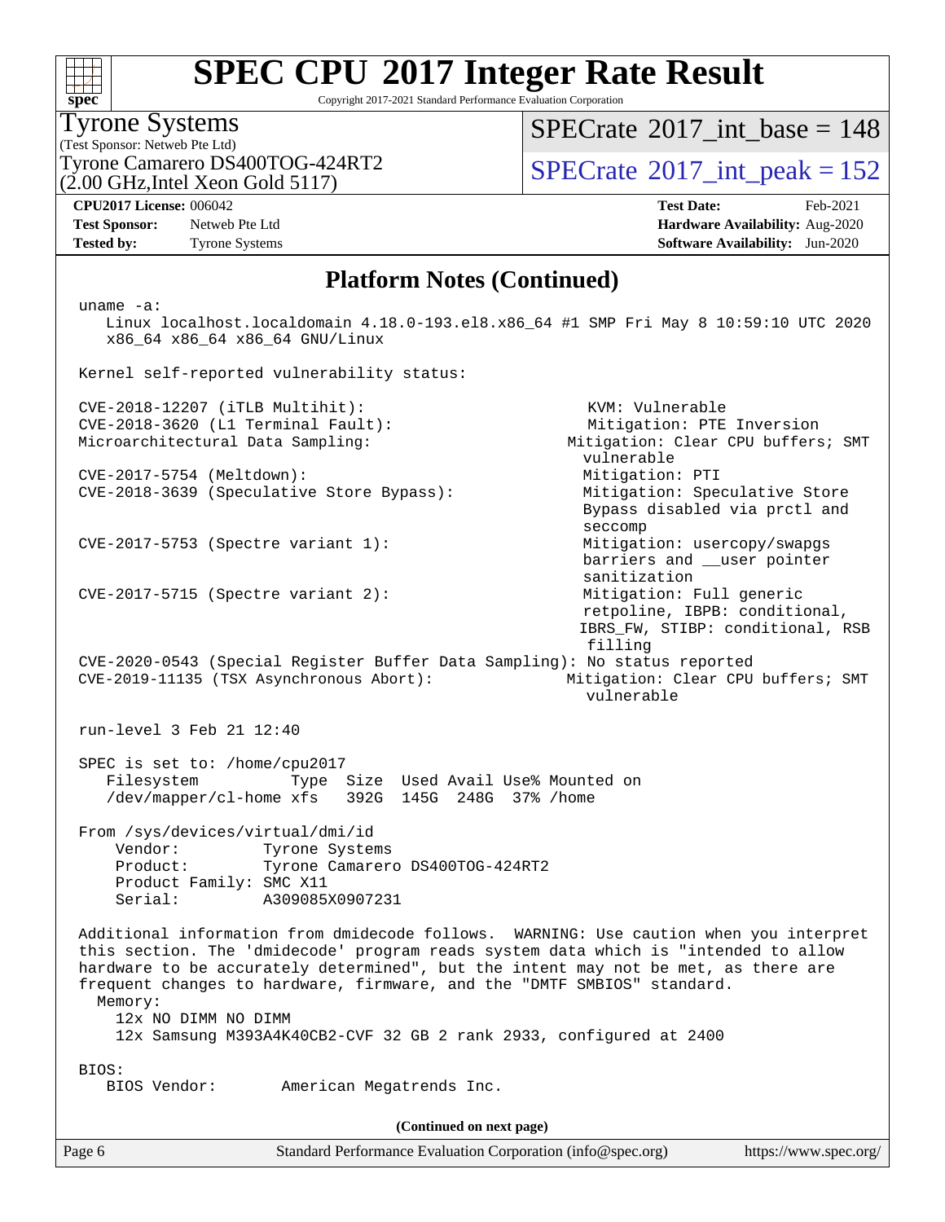# SPEC CPU 2017 Integer Rate Result

Copyright 2017-2021 Standard Performance Evaluation Corporation

**Tyrone Systems**
(Test Sponsor: Netweb Pte Ltd)
Tyrone Camarero DS400TOG-424RT2
(2.00 GHz,Intel Xeon Gold 5117)

SPECrate 2017_int_base = 148
SPECrate 2017_int_peak = 152

**CPU2017 License:** 006042
**Test Sponsor:** Netweb Pte Ltd
**Tested by:** Tyrone Systems

**Test Date:** Feb-2021
**Hardware Availability:** Aug-2020
**Software Availability:** Jun-2020

## Platform Notes (Continued)

```
uname -a:
   Linux localhost.localdomain 4.18.0-193.el8.x86_64 #1 SMP Fri May 8 10:59:10 UTC 2020
   x86_64 x86_64 x86_64 GNU/Linux

Kernel self-reported vulnerability status:

CVE-2018-12207 (iTLB Multihit):                          KVM: Vulnerable
CVE-2018-3620 (L1 Terminal Fault):                       Mitigation: PTE Inversion
Microarchitectural Data Sampling:                        Mitigation: Clear CPU buffers; SMT
                                                         vulnerable
CVE-2017-5754 (Meltdown):                                Mitigation: PTI
CVE-2018-3639 (Speculative Store Bypass):                Mitigation: Speculative Store
                                                         Bypass disabled via prctl and
                                                         seccomp
CVE-2017-5753 (Spectre variant 1):                       Mitigation: usercopy/swapgs
                                                         barriers and __user pointer
                                                         sanitization
CVE-2017-5715 (Spectre variant 2):                       Mitigation: Full generic
                                                         retpoline, IBPB: conditional,
                                                         IBRS_FW, STIBP: conditional, RSB
                                                         filling
CVE-2020-0543 (Special Register Buffer Data Sampling): No status reported
CVE-2019-11135 (TSX Asynchronous Abort):                 Mitigation: Clear CPU buffers; SMT
                                                         vulnerable

run-level 3 Feb 21 12:40

SPEC is set to: /home/cpu2017
   Filesystem           Type  Size  Used Avail Use% Mounted on
   /dev/mapper/cl-home xfs   392G  145G  248G  37% /home

From /sys/devices/virtual/dmi/id
    Vendor:         Tyrone Systems
    Product:        Tyrone Camarero DS400TOG-424RT2
    Product Family: SMC X11
    Serial:         A309085X0907231

Additional information from dmidecode follows.  WARNING: Use caution when you interpret
this section. The 'dmidecode' program reads system data which is "intended to allow
hardware to be accurately determined", but the intent may not be met, as there are
frequent changes to hardware, firmware, and the "DMTF SMBIOS" standard.
  Memory:
    12x NO DIMM NO DIMM
    12x Samsung M393A4K40CB2-CVF 32 GB 2 rank 2933, configured at 2400

BIOS:
   BIOS Vendor:       American Megatrends Inc.
```

(Continued on next page)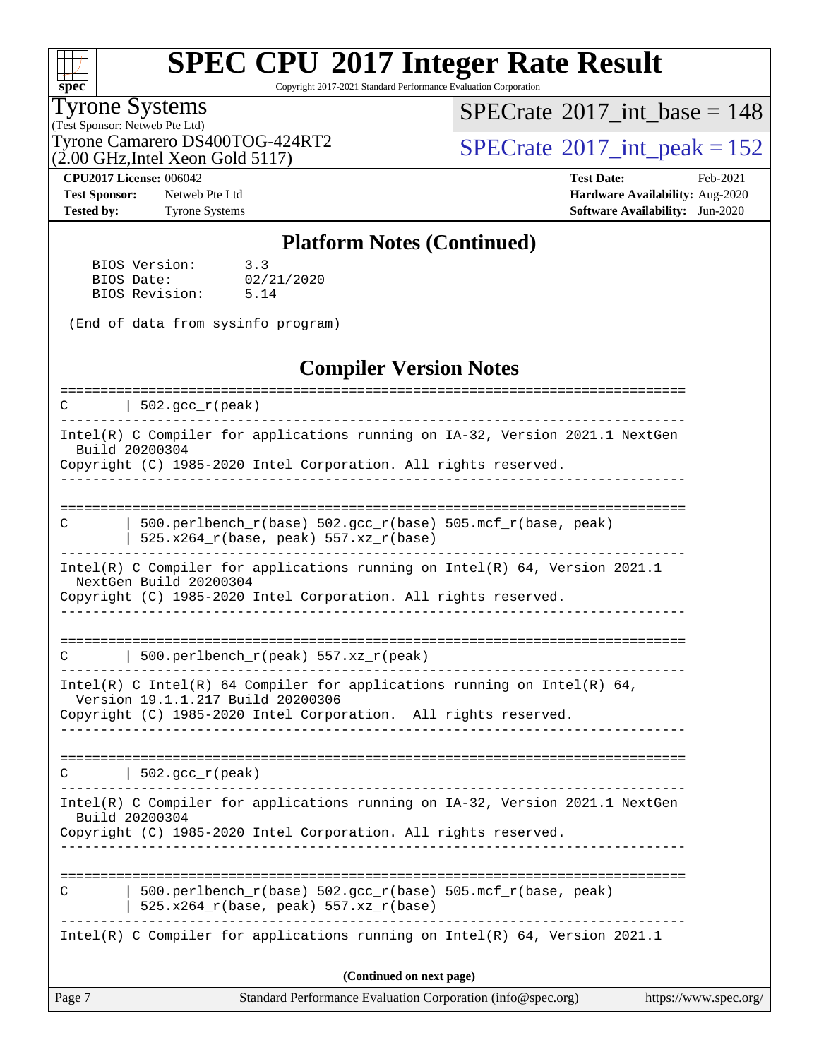# SPEC CPU 2017 Integer Rate Result

Copyright 2017-2021 Standard Performance Evaluation Corporation

**Tyrone Systems**
(Test Sponsor: Netweb Pte Ltd)
Tyrone Camarero DS400TOG-424RT2
(2.00 GHz,Intel Xeon Gold 5117)

SPECrate 2017_int_base = 148
SPECrate 2017_int_peak = 152

**CPU2017 License:** 006042
**Test Sponsor:** Netweb Pte Ltd
**Tested by:** Tyrone Systems

**Test Date:** Feb-2021
**Hardware Availability:** Aug-2020
**Software Availability:** Jun-2020

## Platform Notes (Continued)

```
    BIOS Version:      3.3
    BIOS Date:         02/21/2020
    BIOS Revision:     5.14

 (End of data from sysinfo program)
```

## Compiler Version Notes

```
==============================================================================
C       | 502.gcc_r(peak)
------------------------------------------------------------------------------
Intel(R) C Compiler for applications running on IA-32, Version 2021.1 NextGen
  Build 20200304
Copyright (C) 1985-2020 Intel Corporation. All rights reserved.
------------------------------------------------------------------------------

==============================================================================
C       | 500.perlbench_r(base) 502.gcc_r(base) 505.mcf_r(base, peak)
        | 525.x264_r(base, peak) 557.xz_r(base)
------------------------------------------------------------------------------
Intel(R) C Compiler for applications running on Intel(R) 64, Version 2021.1
  NextGen Build 20200304
Copyright (C) 1985-2020 Intel Corporation. All rights reserved.
------------------------------------------------------------------------------

==============================================================================
C       | 500.perlbench_r(peak) 557.xz_r(peak)
------------------------------------------------------------------------------
Intel(R) C Intel(R) 64 Compiler for applications running on Intel(R) 64,
  Version 19.1.1.217 Build 20200306
Copyright (C) 1985-2020 Intel Corporation.  All rights reserved.
------------------------------------------------------------------------------

==============================================================================
C       | 502.gcc_r(peak)
------------------------------------------------------------------------------
Intel(R) C Compiler for applications running on IA-32, Version 2021.1 NextGen
  Build 20200304
Copyright (C) 1985-2020 Intel Corporation. All rights reserved.
------------------------------------------------------------------------------

==============================================================================
C       | 500.perlbench_r(base) 502.gcc_r(base) 505.mcf_r(base, peak)
        | 525.x264_r(base, peak) 557.xz_r(base)
------------------------------------------------------------------------------
Intel(R) C Compiler for applications running on Intel(R) 64, Version 2021.1
```

(Continued on next page)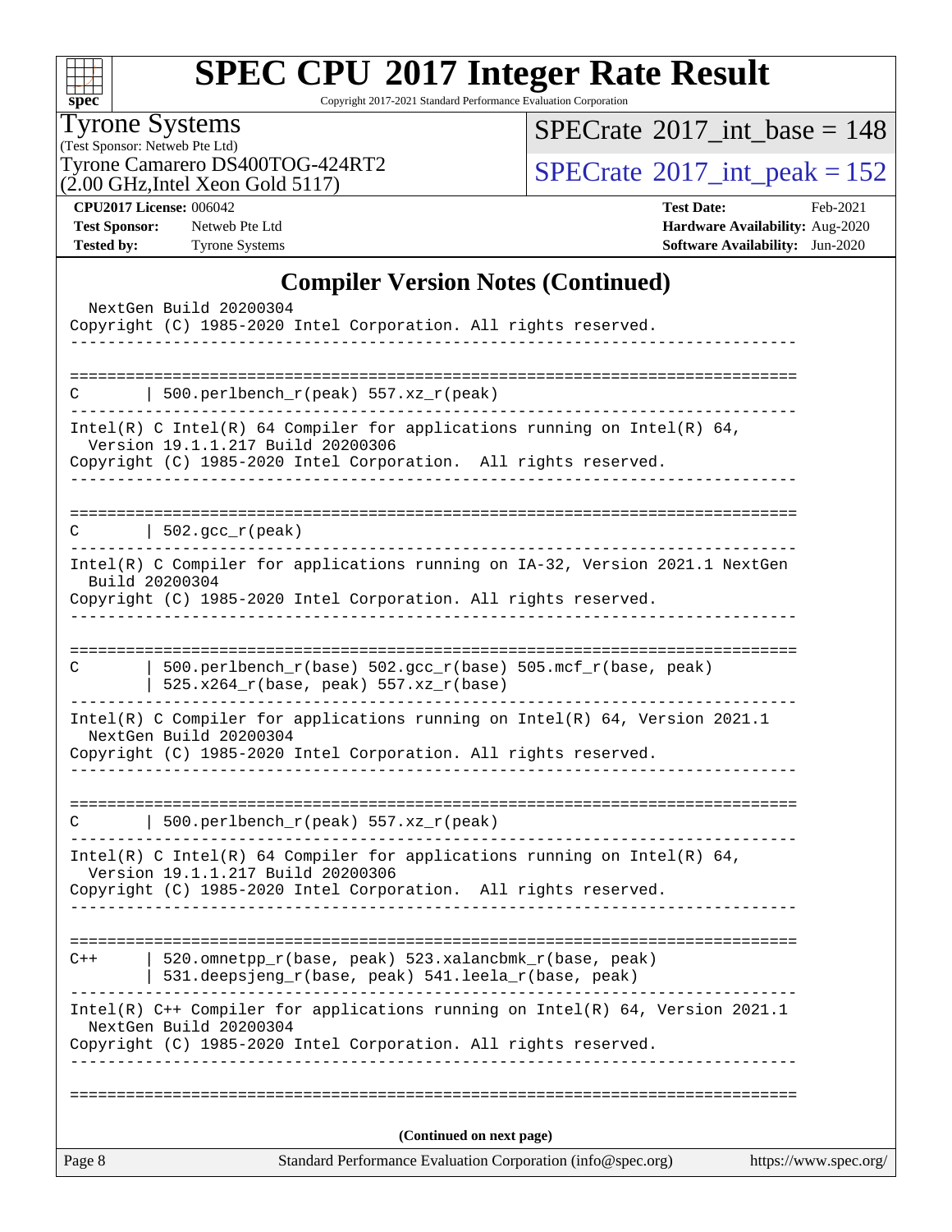# SPEC CPU 2017 Integer Rate Result

Copyright 2017-2021 Standard Performance Evaluation Corporation

**Tyrone Systems**
(Test Sponsor: Netweb Pte Ltd)
Tyrone Camarero DS400TOG-424RT2
(2.00 GHz,Intel Xeon Gold 5117)

SPECrate 2017_int_base = 148
SPECrate 2017_int_peak = 152

| | | | |
|---|---|---|---|
| **CPU2017 License:** | 006042 | **Test Date:** | Feb-2021 |
| **Test Sponsor:** | Netweb Pte Ltd | **Hardware Availability:** | Aug-2020 |
| **Tested by:** | Tyrone Systems | **Software Availability:** | Jun-2020 |

## Compiler Version Notes (Continued)

```
  NextGen Build 20200304
Copyright (C) 1985-2020 Intel Corporation. All rights reserved.
------------------------------------------------------------------------------

==============================================================================
C       | 500.perlbench_r(peak) 557.xz_r(peak)
------------------------------------------------------------------------------
Intel(R) C Intel(R) 64 Compiler for applications running on Intel(R) 64,
  Version 19.1.1.217 Build 20200306
Copyright (C) 1985-2020 Intel Corporation.  All rights reserved.
------------------------------------------------------------------------------

==============================================================================
C       | 502.gcc_r(peak)
------------------------------------------------------------------------------
Intel(R) C Compiler for applications running on IA-32, Version 2021.1 NextGen
  Build 20200304
Copyright (C) 1985-2020 Intel Corporation. All rights reserved.
------------------------------------------------------------------------------

==============================================================================
C       | 500.perlbench_r(base) 502.gcc_r(base) 505.mcf_r(base, peak)
        | 525.x264_r(base, peak) 557.xz_r(base)
------------------------------------------------------------------------------
Intel(R) C Compiler for applications running on Intel(R) 64, Version 2021.1
  NextGen Build 20200304
Copyright (C) 1985-2020 Intel Corporation. All rights reserved.
------------------------------------------------------------------------------

==============================================================================
C       | 500.perlbench_r(peak) 557.xz_r(peak)
------------------------------------------------------------------------------
Intel(R) C Intel(R) 64 Compiler for applications running on Intel(R) 64,
  Version 19.1.1.217 Build 20200306
Copyright (C) 1985-2020 Intel Corporation.  All rights reserved.
------------------------------------------------------------------------------

==============================================================================
C++     | 520.omnetpp_r(base, peak) 523.xalancbmk_r(base, peak)
        | 531.deepsjeng_r(base, peak) 541.leela_r(base, peak)
------------------------------------------------------------------------------
Intel(R) C++ Compiler for applications running on Intel(R) 64, Version 2021.1
  NextGen Build 20200304
Copyright (C) 1985-2020 Intel Corporation. All rights reserved.
------------------------------------------------------------------------------

==============================================================================
```

**(Continued on next page)**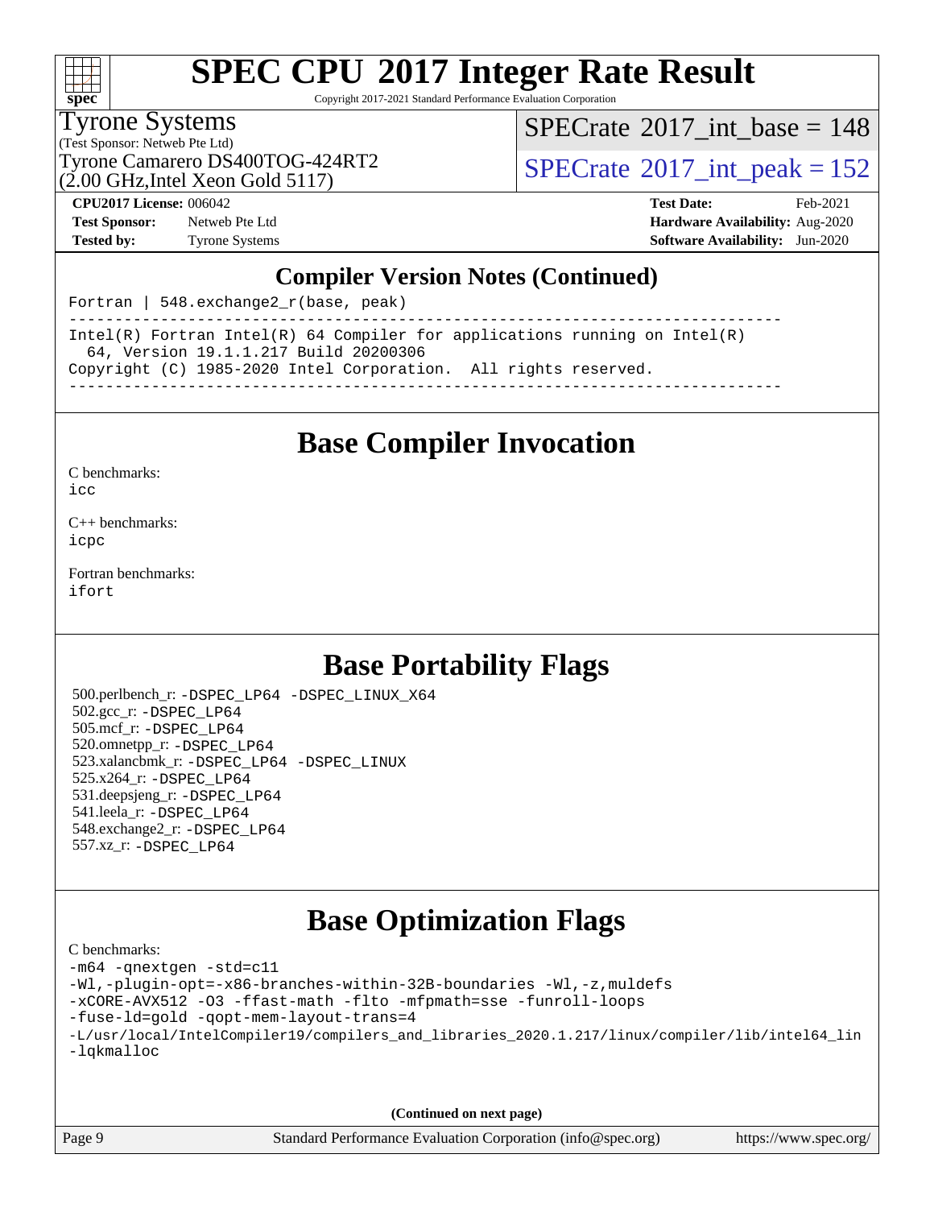# SPEC CPU 2017 Integer Rate Result

Copyright 2017-2021 Standard Performance Evaluation Corporation

**Tyrone Systems**
(Test Sponsor: Netweb Pte Ltd)
Tyrone Camarero DS400TOG-424RT2
(2.00 GHz,Intel Xeon Gold 5117)

SPECrate 2017_int_base = 148
SPECrate 2017_int_peak = 152

**CPU2017 License:** 006042
**Test Sponsor:** Netweb Pte Ltd
**Tested by:** Tyrone Systems

**Test Date:** Feb-2021
**Hardware Availability:** Aug-2020
**Software Availability:** Jun-2020

## Compiler Version Notes (Continued)

```
Fortran | 548.exchange2_r(base, peak)
------------------------------------------------------------------------------
Intel(R) Fortran Intel(R) 64 Compiler for applications running on Intel(R)
  64, Version 19.1.1.217 Build 20200306
Copyright (C) 1985-2020 Intel Corporation.  All rights reserved.
------------------------------------------------------------------------------
```

## Base Compiler Invocation

C benchmarks:
`icc`

C++ benchmarks:
`icpc`

Fortran benchmarks:
`ifort`

## Base Portability Flags

500.perlbench_r: `-DSPEC_LP64 -DSPEC_LINUX_X64`
502.gcc_r: `-DSPEC_LP64`
505.mcf_r: `-DSPEC_LP64`
520.omnetpp_r: `-DSPEC_LP64`
523.xalancbmk_r: `-DSPEC_LP64 -DSPEC_LINUX`
525.x264_r: `-DSPEC_LP64`
531.deepsjeng_r: `-DSPEC_LP64`
541.leela_r: `-DSPEC_LP64`
548.exchange2_r: `-DSPEC_LP64`
557.xz_r: `-DSPEC_LP64`

## Base Optimization Flags

C benchmarks:

```
-m64 -qnextgen -std=c11
-Wl,-plugin-opt=-x86-branches-within-32B-boundaries -Wl,-z,muldefs
-xCORE-AVX512 -O3 -ffast-math -flto -mfpmath=sse -funroll-loops
-fuse-ld=gold -qopt-mem-layout-trans=4
-L/usr/local/IntelCompiler19/compilers_and_libraries_2020.1.217/linux/compiler/lib/intel64_lin
-lqkmalloc
```

**(Continued on next page)**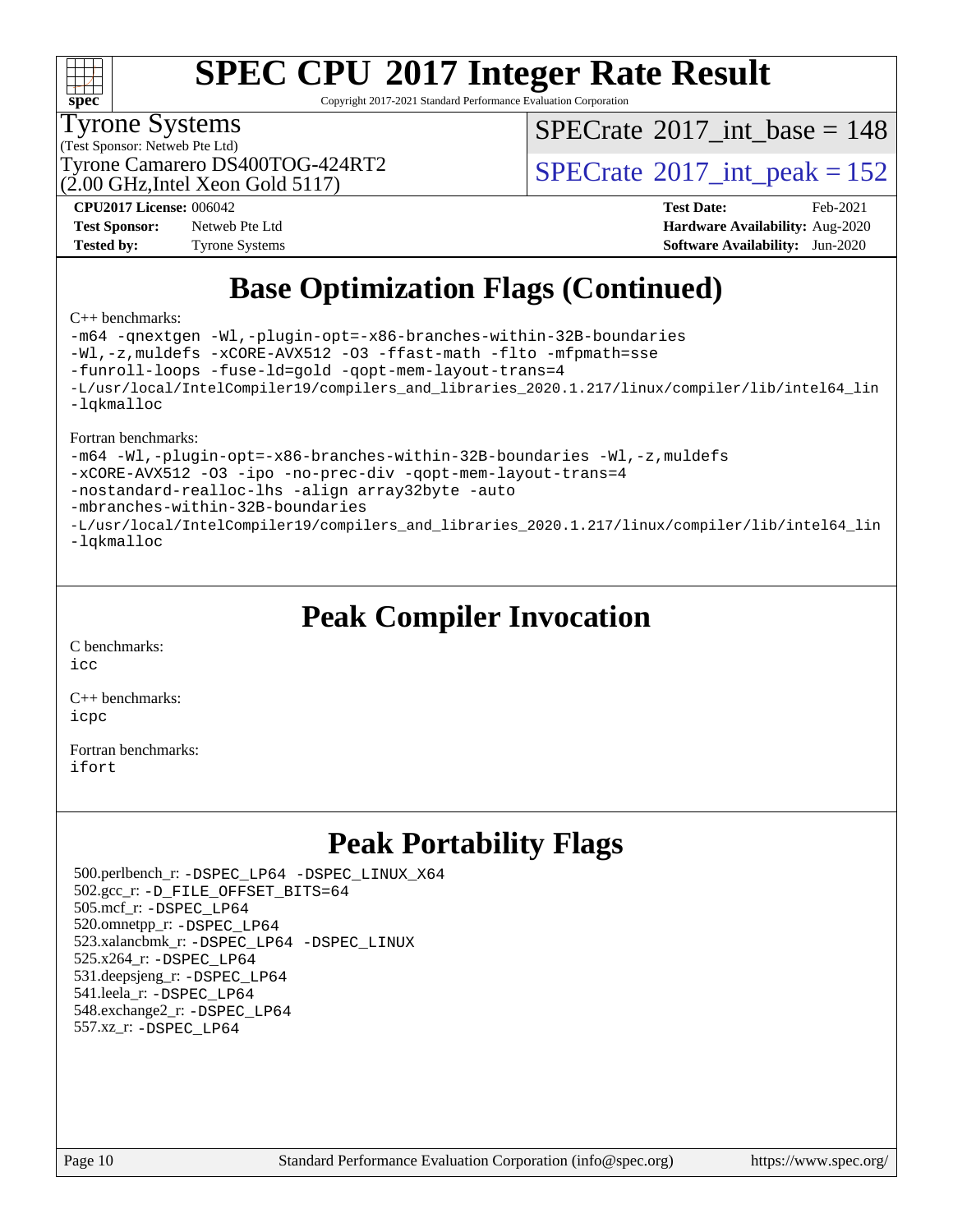# SPEC CPU 2017 Integer Rate Result

Copyright 2017-2021 Standard Performance Evaluation Corporation

Tyrone Systems
(Test Sponsor: Netweb Pte Ltd)
Tyrone Camarero DS400TOG-424RT2
(2.00 GHz,Intel Xeon Gold 5117)

SPECrate 2017_int_base = 148

SPECrate 2017_int_peak = 152

**CPU2017 License:** 006042
**Test Sponsor:** Netweb Pte Ltd
**Tested by:** Tyrone Systems

**Test Date:** Feb-2021
**Hardware Availability:** Aug-2020
**Software Availability:** Jun-2020

## Base Optimization Flags (Continued)

C++ benchmarks:

```
-m64 -qnextgen -Wl,-plugin-opt=-x86-branches-within-32B-boundaries
-Wl,-z,muldefs -xCORE-AVX512 -O3 -ffast-math -flto -mfpmath=sse
-funroll-loops -fuse-ld=gold -qopt-mem-layout-trans=4
-L/usr/local/IntelCompiler19/compilers_and_libraries_2020.1.217/linux/compiler/lib/intel64_lin
-lqkmalloc
```

Fortran benchmarks:

```
-m64 -Wl,-plugin-opt=-x86-branches-within-32B-boundaries -Wl,-z,muldefs
-xCORE-AVX512 -O3 -ipo -no-prec-div -qopt-mem-layout-trans=4
-nostandard-realloc-lhs -align array32byte -auto
-mbranches-within-32B-boundaries
-L/usr/local/IntelCompiler19/compilers_and_libraries_2020.1.217/linux/compiler/lib/intel64_lin
-lqkmalloc
```

## Peak Compiler Invocation

C benchmarks:
icc

C++ benchmarks:
icpc

Fortran benchmarks:
ifort

## Peak Portability Flags

500.perlbench_r: -DSPEC_LP64 -DSPEC_LINUX_X64
502.gcc_r: -D_FILE_OFFSET_BITS=64
505.mcf_r: -DSPEC_LP64
520.omnetpp_r: -DSPEC_LP64
523.xalancbmk_r: -DSPEC_LP64 -DSPEC_LINUX
525.x264_r: -DSPEC_LP64
531.deepsjeng_r: -DSPEC_LP64
541.leela_r: -DSPEC_LP64
548.exchange2_r: -DSPEC_LP64
557.xz_r: -DSPEC_LP64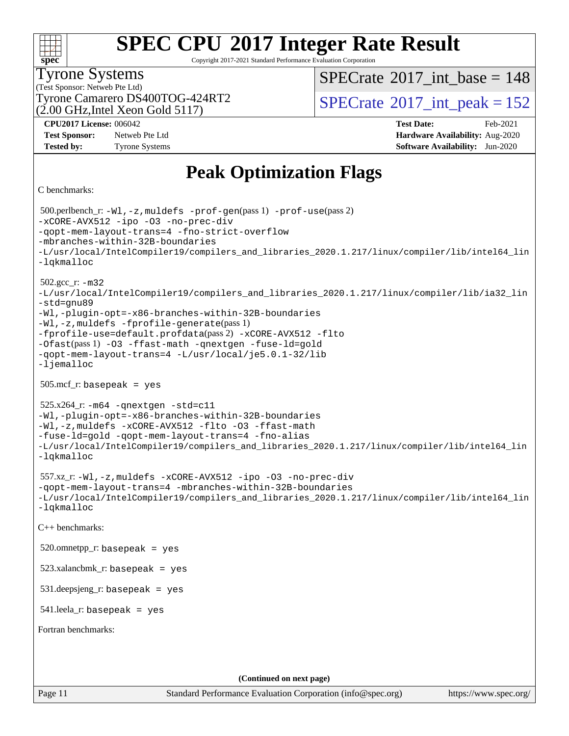# Peak Optimization Flags

C benchmarks:

500.perlbench_r: -Wl,-z,muldefs -prof-gen(pass 1) -prof-use(pass 2) -xCORE-AVX512 -ipo -O3 -no-prec-div -qopt-mem-layout-trans=4 -fno-strict-overflow -mbranches-within-32B-boundaries -L/usr/local/IntelCompiler19/compilers_and_libraries_2020.1.217/linux/compiler/lib/intel64_lin -lqkmalloc

502.gcc_r: -m32 -L/usr/local/IntelCompiler19/compilers_and_libraries_2020.1.217/linux/compiler/lib/ia32_lin -std=gnu89 -Wl,-plugin-opt=-x86-branches-within-32B-boundaries -Wl,-z,muldefs -fprofile-generate(pass 1) -fprofile-use=default.profdata(pass 2) -xCORE-AVX512 -flto -Ofast(pass 1) -O3 -ffast-math -qnextgen -fuse-ld=gold -qopt-mem-layout-trans=4 -L/usr/local/je5.0.1-32/lib -ljemalloc

505.mcf_r: basepeak = yes

525.x264_r: -m64 -qnextgen -std=c11 -Wl,-plugin-opt=-x86-branches-within-32B-boundaries -Wl,-z,muldefs -xCORE-AVX512 -flto -O3 -ffast-math -fuse-ld=gold -qopt-mem-layout-trans=4 -fno-alias -L/usr/local/IntelCompiler19/compilers_and_libraries_2020.1.217/linux/compiler/lib/intel64_lin -lqkmalloc

557.xz_r: -Wl,-z,muldefs -xCORE-AVX512 -ipo -O3 -no-prec-div -qopt-mem-layout-trans=4 -mbranches-within-32B-boundaries -L/usr/local/IntelCompiler19/compilers_and_libraries_2020.1.217/linux/compiler/lib/intel64_lin -lqkmalloc

C++ benchmarks:

520.omnetpp_r: basepeak = yes

523.xalancbmk_r: basepeak = yes

531.deepsjeng_r: basepeak = yes

541.leela_r: basepeak = yes

Fortran benchmarks:

**(Continued on next page)**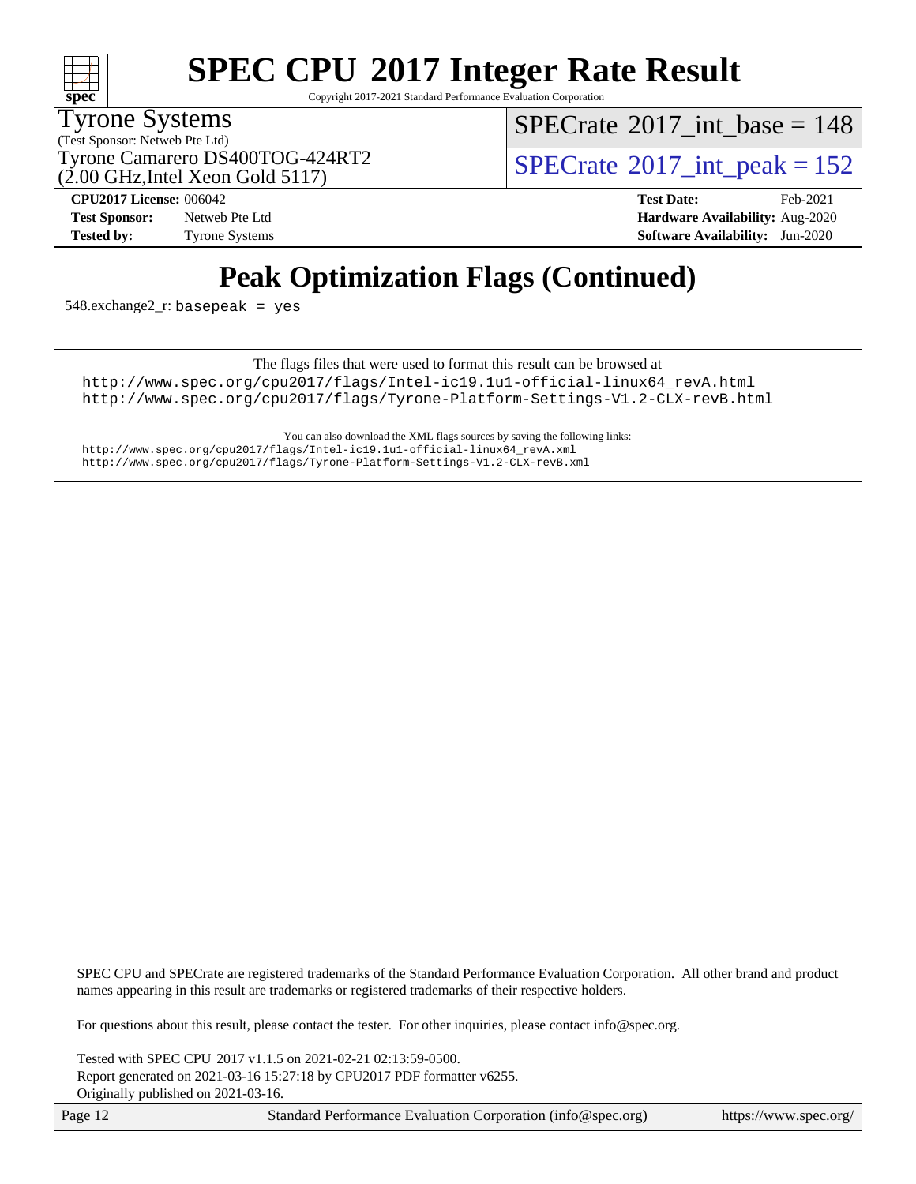# Peak Optimization Flags (Continued)

548.exchange2_r: `basepeak = yes`

The flags files that were used to format this result can be browsed at

http://www.spec.org/cpu2017/flags/Intel-ic19.1u1-official-linux64_revA.html
http://www.spec.org/cpu2017/flags/Tyrone-Platform-Settings-V1.2-CLX-revB.html

You can also download the XML flags sources by saving the following links:

http://www.spec.org/cpu2017/flags/Intel-ic19.1u1-official-linux64_revA.xml
http://www.spec.org/cpu2017/flags/Tyrone-Platform-Settings-V1.2-CLX-revB.xml

SPEC CPU and SPECrate are registered trademarks of the Standard Performance Evaluation Corporation. All other brand and product names appearing in this result are trademarks or registered trademarks of their respective holders.

For questions about this result, please contact the tester. For other inquiries, please contact info@spec.org.

Tested with SPEC CPU 2017 v1.1.5 on 2021-02-21 02:13:59-0500.
Report generated on 2021-03-16 15:27:18 by CPU2017 PDF formatter v6255.
Originally published on 2021-03-16.